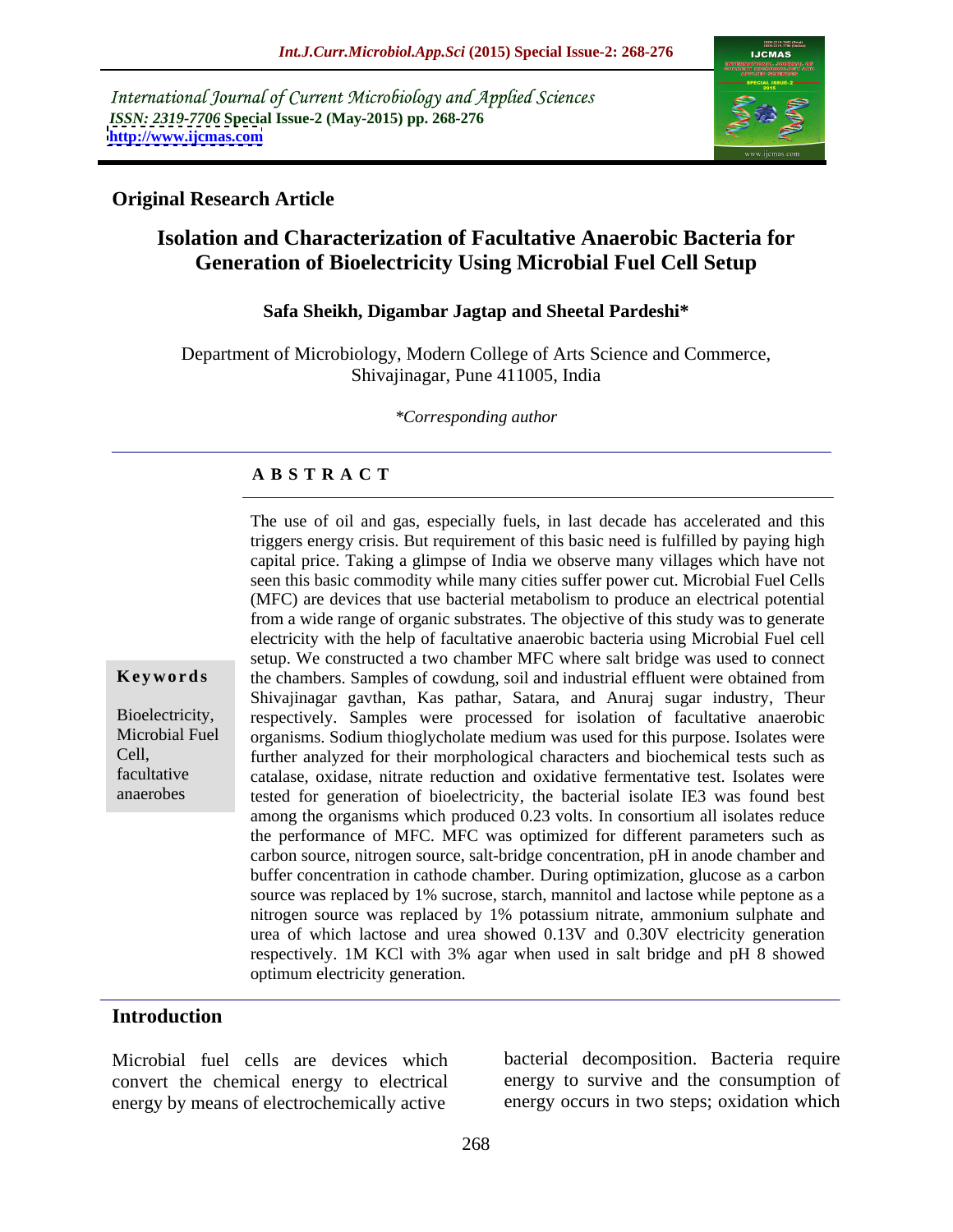International Journal of Current Microbiology and Applied Sciences
*ISSN: 2319-7706* **Special Issue-2 (May-2015) pp. 268-276**
**http://www.ijcmas.com**

**Original Research Article**

# Isolation and Characterization of Facultative Anaerobic Bacteria for Generation of Bioelectricity Using Microbial Fuel Cell Setup

**Safa Sheikh, Digambar Jagtap and Sheetal Pardeshi***

Department of Microbiology, Modern College of Arts Science and Commerce, Shivajinagar, Pune 411005, India

*\*Corresponding author*

## A B S T R A C T

**Keywords**

Bioelectricity, Microbial Fuel Cell, facultative anaerobes

The use of oil and gas, especially fuels, in last decade has accelerated and this triggers energy crisis. But requirement of this basic need is fulfilled by paying high capital price. Taking a glimpse of India we observe many villages which have not seen this basic commodity while many cities suffer power cut. Microbial Fuel Cells (MFC) are devices that use bacterial metabolism to produce an electrical potential from a wide range of organic substrates. The objective of this study was to generate electricity with the help of facultative anaerobic bacteria using Microbial Fuel cell setup. We constructed a two chamber MFC where salt bridge was used to connect the chambers. Samples of cowdung, soil and industrial effluent were obtained from Shivajinagar gavthan, Kas pathar, Satara, and Anuraj sugar industry, Theur respectively. Samples were processed for isolation of facultative anaerobic organisms. Sodium thioglycholate medium was used for this purpose. Isolates were further analyzed for their morphological characters and biochemical tests such as catalase, oxidase, nitrate reduction and oxidative fermentative test. Isolates were tested for generation of bioelectricity, the bacterial isolate IE3 was found best among the organisms which produced 0.23 volts. In consortium all isolates reduce the performance of MFC. MFC was optimized for different parameters such as carbon source, nitrogen source, salt-bridge concentration, pH in anode chamber and buffer concentration in cathode chamber. During optimization, glucose as a carbon source was replaced by 1% sucrose, starch, mannitol and lactose while peptone as a nitrogen source was replaced by 1% potassium nitrate, ammonium sulphate and urea of which lactose and urea showed 0.13V and 0.30V electricity generation respectively. 1M KCl with 3% agar when used in salt bridge and pH 8 showed optimum electricity generation.

## Introduction

Microbial fuel cells are devices which convert the chemical energy to electrical energy by means of electrochemically active bacterial decomposition. Bacteria require energy to survive and the consumption of energy occurs in two steps; oxidation which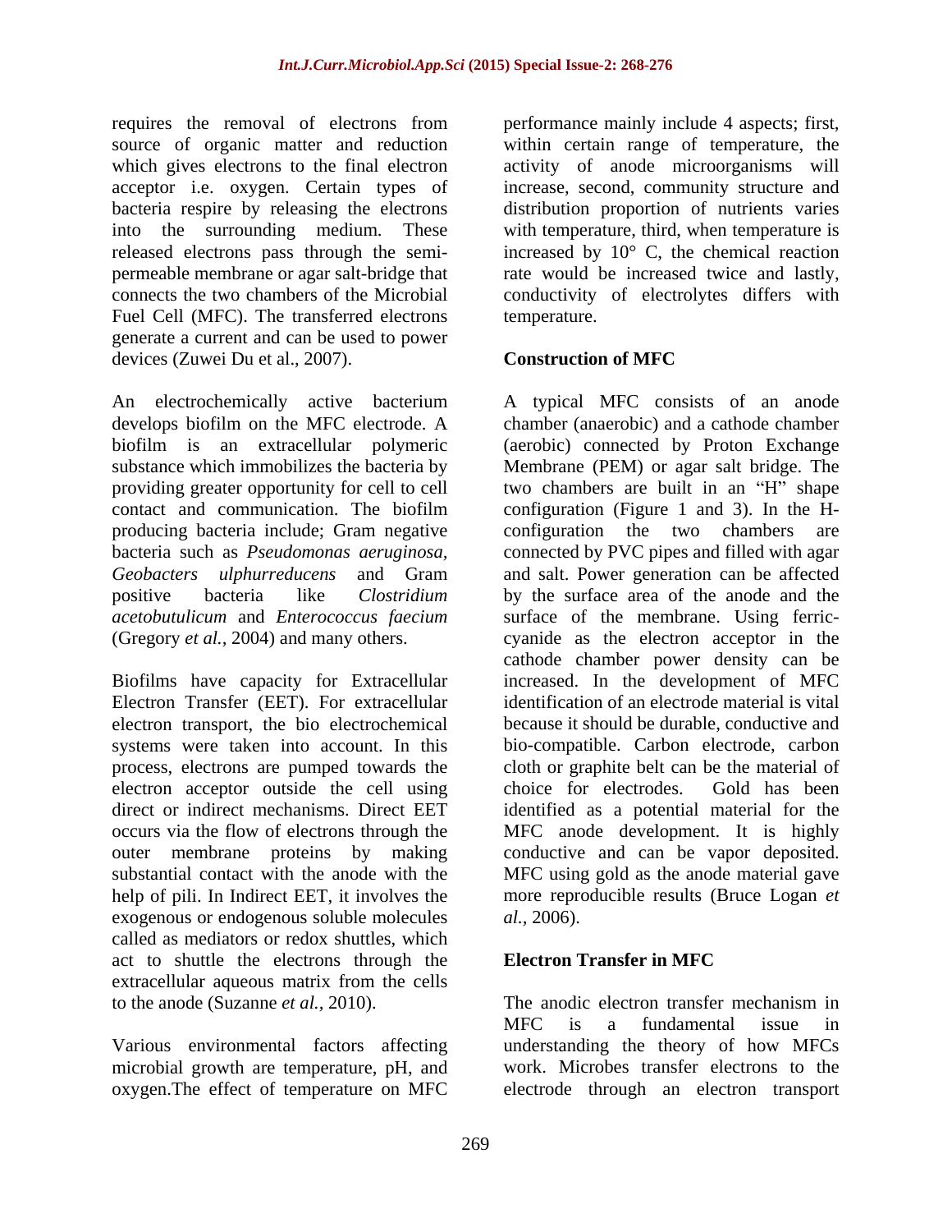requires the removal of electrons from source of organic matter and reduction which gives electrons to the final electron acceptor i.e. oxygen. Certain types of bacteria respire by releasing the electrons into the surrounding medium. These released electrons pass through the semi-permeable membrane or agar salt-bridge that connects the two chambers of the Microbial Fuel Cell (MFC). The transferred electrons generate a current and can be used to power devices (Zuwei Du et al., 2007).

An electrochemically active bacterium develops biofilm on the MFC electrode. A biofilm is an extracellular polymeric substance which immobilizes the bacteria by providing greater opportunity for cell to cell contact and communication. The biofilm producing bacteria include; Gram negative bacteria such as *Pseudomonas aeruginosa*, *Geobacters ulphurreducens* and Gram positive bacteria like *Clostridium acetobutulicum* and *Enterococcus faecium* (Gregory *et al.,* 2004) and many others.

Biofilms have capacity for Extracellular Electron Transfer (EET). For extracellular electron transport, the bio electrochemical systems were taken into account. In this process, electrons are pumped towards the electron acceptor outside the cell using direct or indirect mechanisms. Direct EET occurs via the flow of electrons through the outer membrane proteins by making substantial contact with the anode with the help of pili. In Indirect EET, it involves the exogenous or endogenous soluble molecules called as mediators or redox shuttles, which act to shuttle the electrons through the extracellular aqueous matrix from the cells to the anode (Suzanne *et al.,* 2010).

Various environmental factors affecting microbial growth are temperature, pH, and oxygen.The effect of temperature on MFC performance mainly include 4 aspects; first, within certain range of temperature, the activity of anode microorganisms will increase, second, community structure and distribution proportion of nutrients varies with temperature, third, when temperature is increased by 10° C, the chemical reaction rate would be increased twice and lastly, conductivity of electrolytes differs with temperature.

## Construction of MFC

A typical MFC consists of an anode chamber (anaerobic) and a cathode chamber (aerobic) connected by Proton Exchange Membrane (PEM) or agar salt bridge. The two chambers are built in an "H" shape configuration (Figure 1 and 3). In the H-configuration the two chambers are connected by PVC pipes and filled with agar and salt. Power generation can be affected by the surface area of the anode and the surface of the membrane. Using ferric-cyanide as the electron acceptor in the cathode chamber power density can be increased. In the development of MFC identification of an electrode material is vital because it should be durable, conductive and bio-compatible. Carbon electrode, carbon cloth or graphite belt can be the material of choice for electrodes. Gold has been identified as a potential material for the MFC anode development. It is highly conductive and can be vapor deposited. MFC using gold as the anode material gave more reproducible results (Bruce Logan *et al.,* 2006).

## Electron Transfer in MFC

The anodic electron transfer mechanism in MFC is a fundamental issue in understanding the theory of how MFCs work. Microbes transfer electrons to the electrode through an electron transport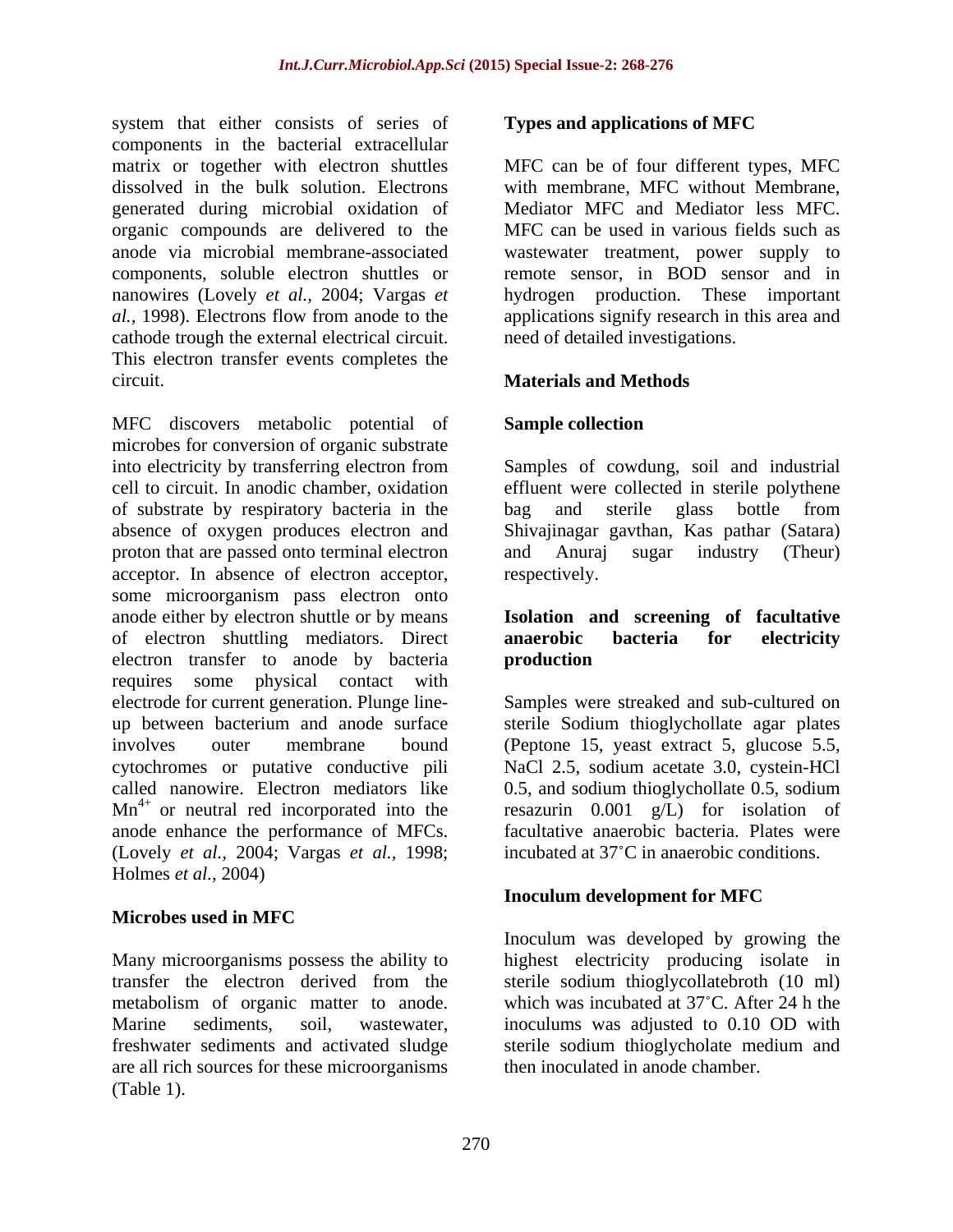system that either consists of series of components in the bacterial extracellular matrix or together with electron shuttles dissolved in the bulk solution. Electrons generated during microbial oxidation of organic compounds are delivered to the anode via microbial membrane-associated components, soluble electron shuttles or nanowires (Lovely *et al.,* 2004; Vargas *et al.,* 1998). Electrons flow from anode to the cathode trough the external electrical circuit. This electron transfer events completes the circuit.

MFC discovers metabolic potential of microbes for conversion of organic substrate into electricity by transferring electron from cell to circuit. In anodic chamber, oxidation of substrate by respiratory bacteria in the absence of oxygen produces electron and proton that are passed onto terminal electron acceptor. In absence of electron acceptor, some microorganism pass electron onto anode either by electron shuttle or by means of electron shuttling mediators. Direct electron transfer to anode by bacteria requires some physical contact with electrode for current generation. Plunge line-up between bacterium and anode surface involves outer membrane bound cytochromes or putative conductive pili called nanowire. Electron mediators like $Mn^{4+}$ or neutral red incorporated into the anode enhance the performance of MFCs. (Lovely *et al.,* 2004; Vargas *et al.,* 1998; Holmes *et al.,* 2004)

## Microbes used in MFC

Many microorganisms possess the ability to transfer the electron derived from the metabolism of organic matter to anode. Marine sediments, soil, wastewater, freshwater sediments and activated sludge are all rich sources for these microorganisms (Table 1).

## Types and applications of MFC

MFC can be of four different types, MFC with membrane, MFC without Membrane, Mediator MFC and Mediator less MFC. MFC can be used in various fields such as wastewater treatment, power supply to remote sensor, in BOD sensor and in hydrogen production. These important applications signify research in this area and need of detailed investigations.

## Materials and Methods

### Sample collection

Samples of cowdung, soil and industrial effluent were collected in sterile polythene bag and sterile glass bottle from Shivajinagar gavthan, Kas pathar (Satara) and Anuraj sugar industry (Theur) respectively.

### Isolation and screening of facultative anaerobic bacteria for electricity production

Samples were streaked and sub-cultured on sterile Sodium thioglychollate agar plates (Peptone 15, yeast extract 5, glucose 5.5, NaCl 2.5, sodium acetate 3.0, cystein-HCl 0.5, and sodium thioglychollate 0.5, sodium resazurin 0.001 g/L) for isolation of facultative anaerobic bacteria. Plates were incubated at 37˚C in anaerobic conditions.

### Inoculum development for MFC

Inoculum was developed by growing the highest electricity producing isolate in sterile sodium thioglycollatebroth (10 ml) which was incubated at 37˚C. After 24 h the inoculums was adjusted to 0.10 OD with sterile sodium thioglycholate medium and then inoculated in anode chamber.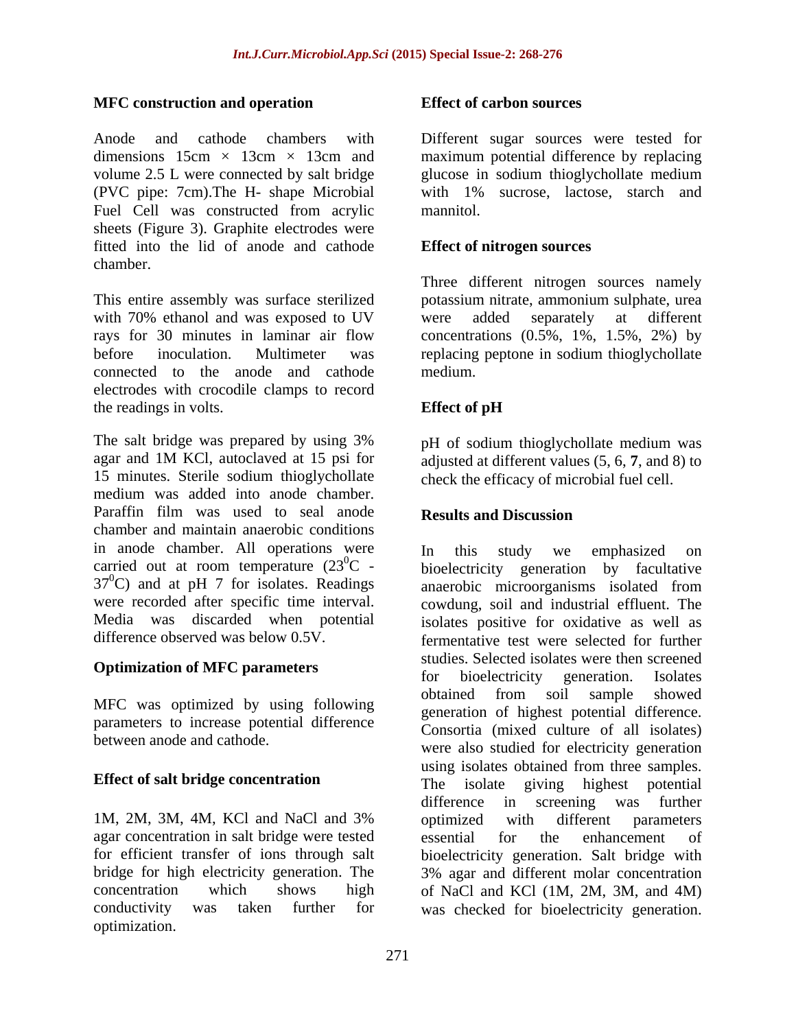### MFC construction and operation

Anode and cathode chambers with dimensions 15cm × 13cm × 13cm and volume 2.5 L were connected by salt bridge (PVC pipe: 7cm).The H- shape Microbial Fuel Cell was constructed from acrylic sheets (Figure 3). Graphite electrodes were fitted into the lid of anode and cathode chamber.

This entire assembly was surface sterilized with 70% ethanol and was exposed to UV rays for 30 minutes in laminar air flow before inoculation. Multimeter was connected to the anode and cathode electrodes with crocodile clamps to record the readings in volts.

The salt bridge was prepared by using 3% agar and 1M KCl, autoclaved at 15 psi for 15 minutes. Sterile sodium thioglychollate medium was added into anode chamber. Paraffin film was used to seal anode chamber and maintain anaerobic conditions in anode chamber. All operations were carried out at room temperature ($23^0$C - $37^0$C) and at pH 7 for isolates. Readings were recorded after specific time interval. Media was discarded when potential difference observed was below 0.5V.

### Optimization of MFC parameters

MFC was optimized by using following parameters to increase potential difference between anode and cathode.

### Effect of salt bridge concentration

1M, 2M, 3M, 4M, KCl and NaCl and 3% agar concentration in salt bridge were tested for efficient transfer of ions through salt bridge for high electricity generation. The concentration which shows high conductivity was taken further for optimization.

### Effect of carbon sources

Different sugar sources were tested for maximum potential difference by replacing glucose in sodium thioglychollate medium with 1% sucrose, lactose, starch and mannitol.

### Effect of nitrogen sources

Three different nitrogen sources namely potassium nitrate, ammonium sulphate, urea were added separately at different concentrations (0.5%, 1%, 1.5%, 2%) by replacing peptone in sodium thioglychollate medium.

### Effect of pH

pH of sodium thioglychollate medium was adjusted at different values (5, 6, **7**, and 8) to check the efficacy of microbial fuel cell.

## Results and Discussion

In this study we emphasized on bioelectricity generation by facultative anaerobic microorganisms isolated from cowdung, soil and industrial effluent. The isolates positive for oxidative as well as fermentative test were selected for further studies. Selected isolates were then screened for bioelectricity generation. Isolates obtained from soil sample showed generation of highest potential difference. Consortia (mixed culture of all isolates) were also studied for electricity generation using isolates obtained from three samples. The isolate giving highest potential difference in screening was further optimized with different parameters essential for the enhancement of bioelectricity generation. Salt bridge with 3% agar and different molar concentration of NaCl and KCl (1M, 2M, 3M, and 4M) was checked for bioelectricity generation.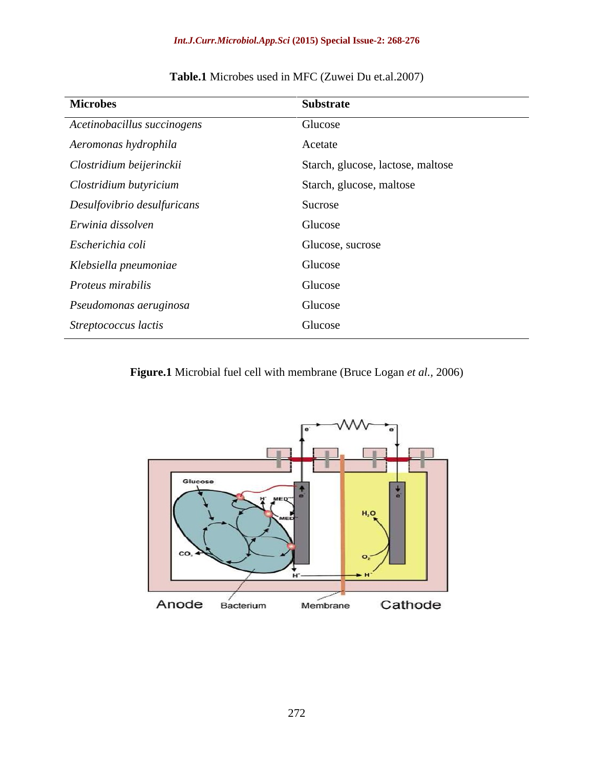**Table.1** Microbes used in MFC (Zuwei Du et.al.2007)

| Microbes | Substrate |
|---|---|
| *Acetinobacillus succinogens* | Glucose |
| *Aeromonas hydrophila* | Acetate |
| *Clostridium beijerinckii* | Starch, glucose, lactose, maltose |
| *Clostridium butyricium* | Starch, glucose, maltose |
| *Desulfovibrio desulfuricans* | Sucrose |
| *Erwinia dissolven* | Glucose |
| *Escherichia coli* | Glucose, sucrose |
| *Klebsiella pneumoniae* | Glucose |
| *Proteus mirabilis* | Glucose |
| *Pseudomonas aeruginosa* | Glucose |
| *Streptococcus lactis* | Glucose |

**Figure.1** Microbial fuel cell with membrane (Bruce Logan *et al.*, 2006)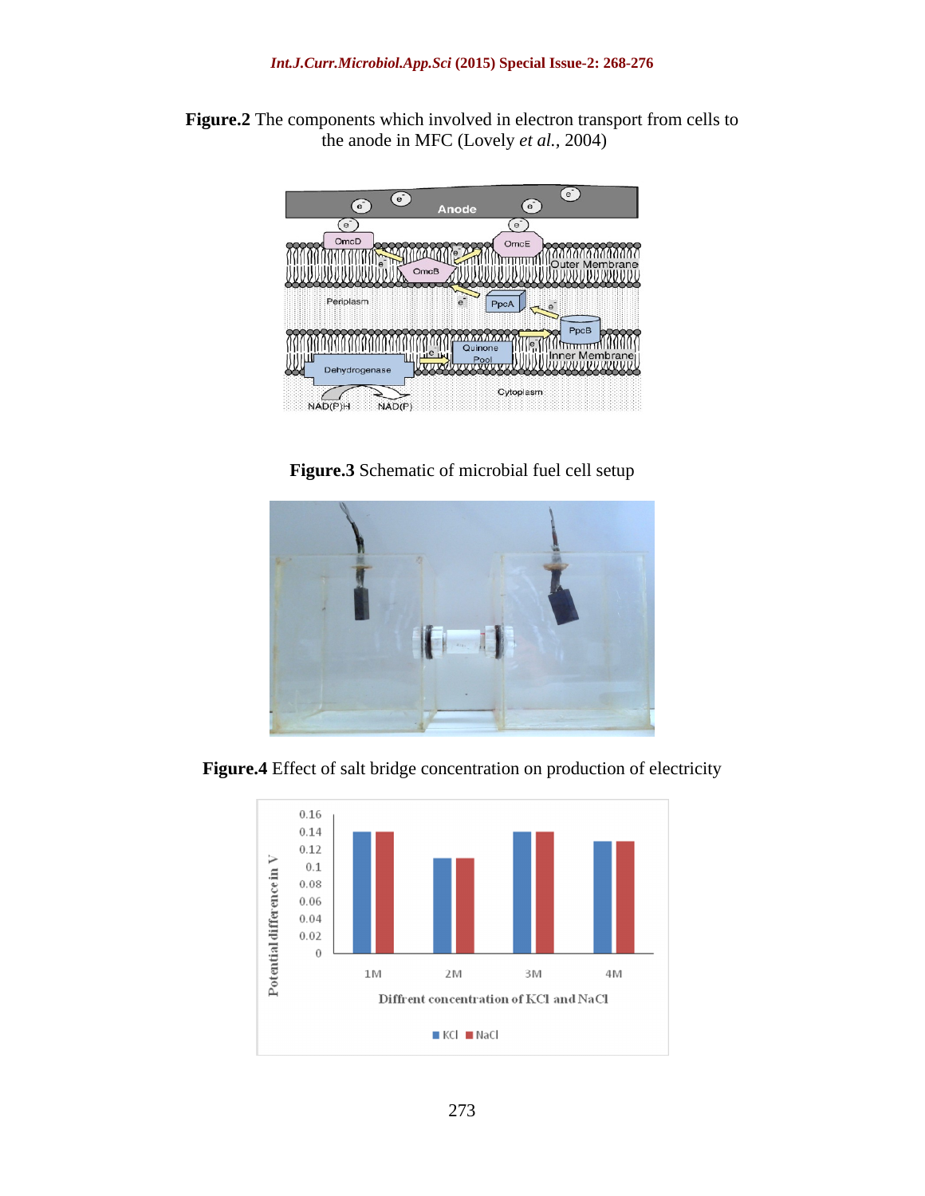**Figure.2** The components which involved in electron transport from cells to the anode in MFC (Lovely *et al.*, 2004)

**Figure.3** Schematic of microbial fuel cell setup

**Figure.4** Effect of salt bridge concentration on production of electricity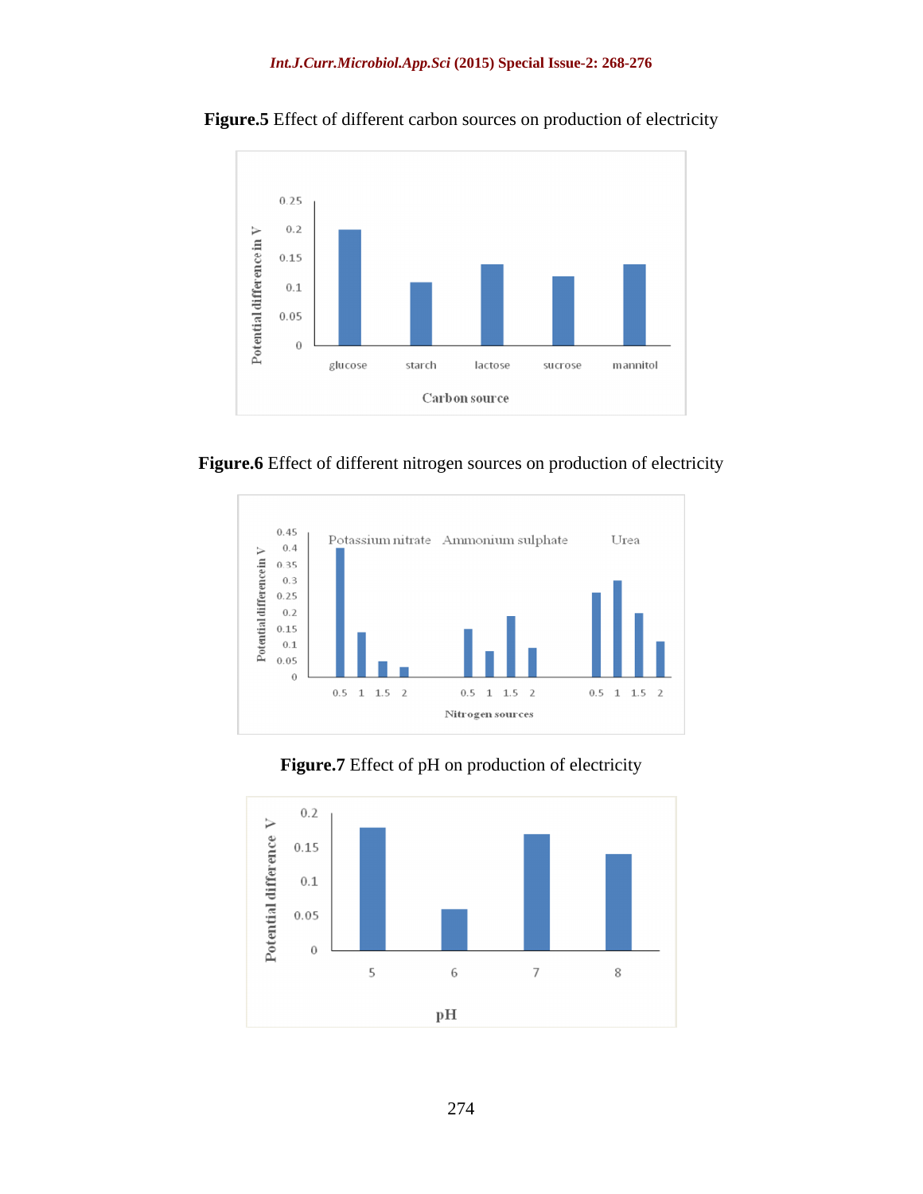**Figure.5** Effect of different carbon sources on production of electricity

**Figure.6** Effect of different nitrogen sources on production of electricity

**Figure.7** Effect of pH on production of electricity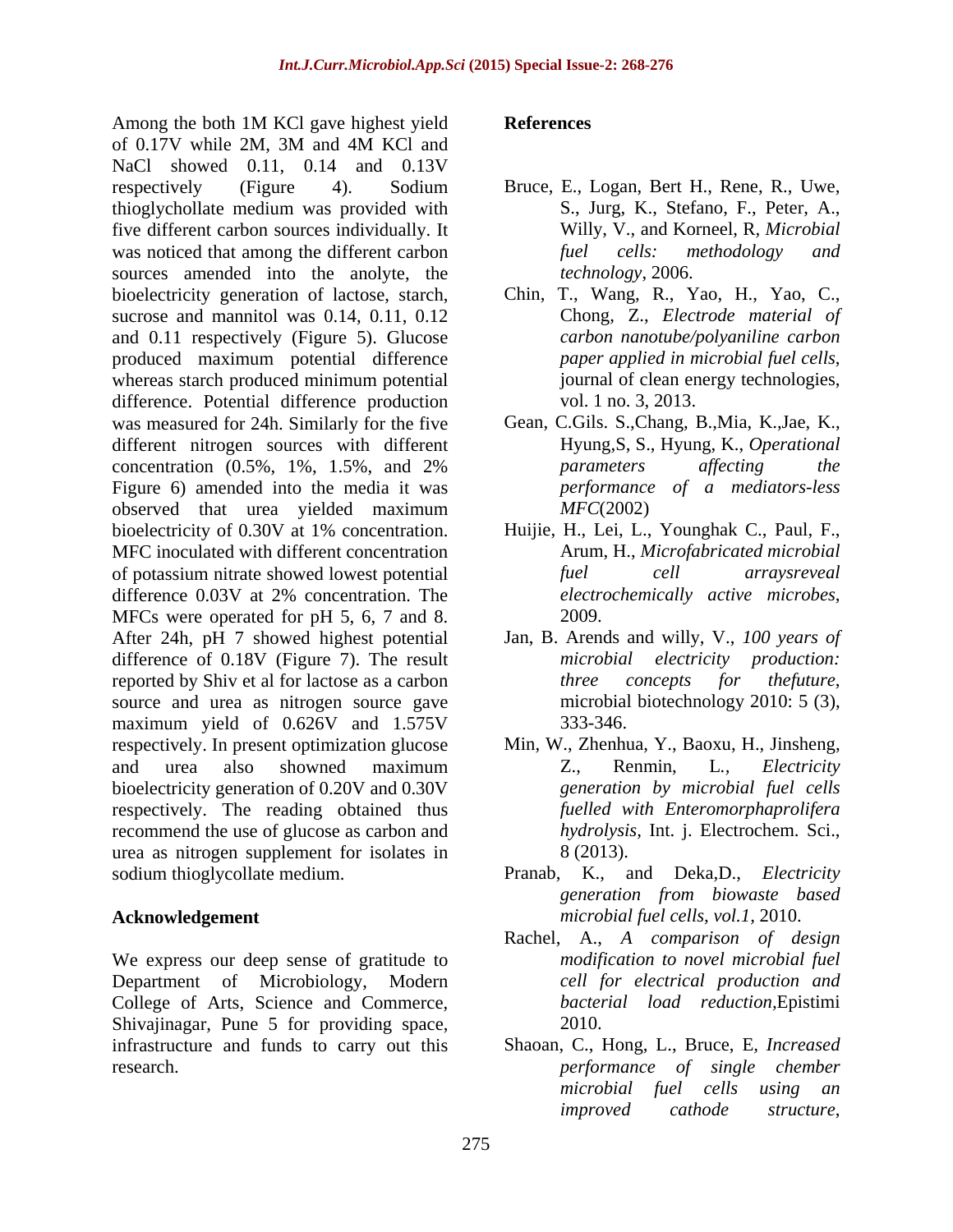Among the both 1M KCl gave highest yield of 0.17V while 2M, 3M and 4M KCl and NaCl showed 0.11, 0.14 and 0.13V respectively (Figure 4). Sodium thioglychollate medium was provided with five different carbon sources individually. It was noticed that among the different carbon sources amended into the anolyte, the bioelectricity generation of lactose, starch, sucrose and mannitol was 0.14, 0.11, 0.12 and 0.11 respectively (Figure 5). Glucose produced maximum potential difference whereas starch produced minimum potential difference. Potential difference production was measured for 24h. Similarly for the five different nitrogen sources with different concentration (0.5%, 1%, 1.5%, and 2% Figure 6) amended into the media it was observed that urea yielded maximum bioelectricity of 0.30V at 1% concentration. MFC inoculated with different concentration of potassium nitrate showed lowest potential difference 0.03V at 2% concentration. The MFCs were operated for pH 5, 6, 7 and 8. After 24h, pH 7 showed highest potential difference of 0.18V (Figure 7). The result reported by Shiv et al for lactose as a carbon source and urea as nitrogen source gave maximum yield of 0.626V and 1.575V respectively. In present optimization glucose and urea also showned maximum bioelectricity generation of 0.20V and 0.30V respectively. The reading obtained thus recommend the use of glucose as carbon and urea as nitrogen supplement for isolates in sodium thioglycollate medium.

## Acknowledgement

We express our deep sense of gratitude to Department of Microbiology, Modern College of Arts, Science and Commerce, Shivajinagar, Pune 5 for providing space, infrastructure and funds to carry out this research.

## References

Bruce, E., Logan, Bert H., Rene, R., Uwe, S., Jurg, K., Stefano, F., Peter, A., Willy, V., and Korneel, R, *Microbial fuel cells: methodology and technology*, 2006.

Chin, T., Wang, R., Yao, H., Yao, C., Chong, Z., *Electrode material of carbon nanotube/polyaniline carbon paper applied in microbial fuel cells*, journal of clean energy technologies, vol. 1 no. 3, 2013.

Gean, C.Gils. S.,Chang, B.,Mia, K.,Jae, K., Hyung,S, S., Hyung, K., *Operational parameters affecting the performance of a mediators-less MFC*(2002)

Huijie, H., Lei, L., Younghak C., Paul, F., Arum, H., *Microfabricated microbial fuel cell arraysreveal electrochemically active microbes*, 2009.

Jan, B. Arends and willy, V., *100 years of microbial electricity production: three concepts for thefuture*, microbial biotechnology 2010: 5 (3), 333-346.

Min, W., Zhenhua, Y., Baoxu, H., Jinsheng, Z., Renmin, L., *Electricity generation by microbial fuel cells fuelled with Enteromorphaprolifera hydrolysis*, Int. j. Electrochem. Sci., 8 (2013).

Pranab, K., and Deka,D., *Electricity generation from biowaste based microbial fuel cells, vol.1,* 2010.

Rachel, A., *A comparison of design modification to novel microbial fuel cell for electrical production and bacterial load reduction*,Epistimi 2010.

Shaoan, C., Hong, L., Bruce, E, *Increased performance of single chember microbial fuel cells using an improved cathode structure*,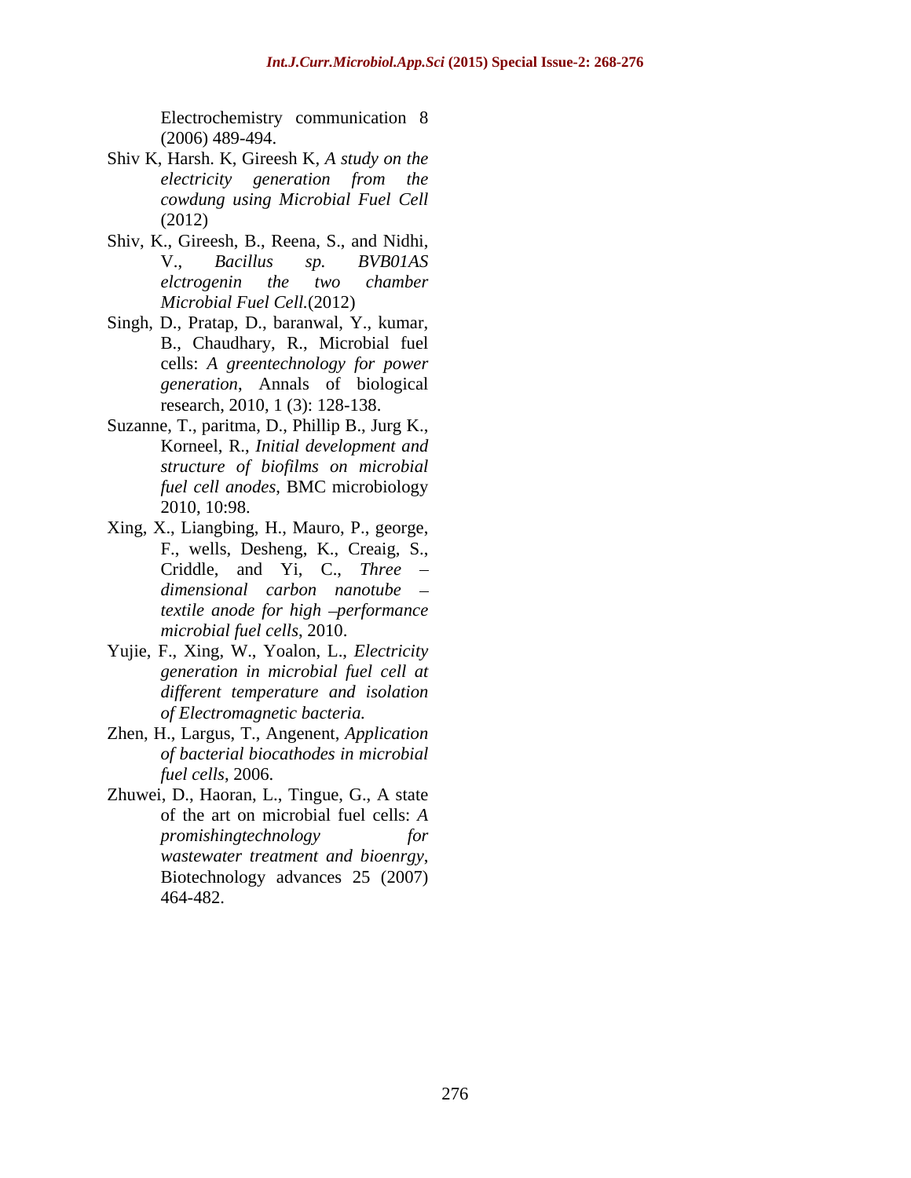Electrochemistry communication 8 (2006) 489-494.

Shiv K, Harsh. K, Gireesh K, *A study on the electricity generation from the cowdung using Microbial Fuel Cell* (2012)

Shiv, K., Gireesh, B., Reena, S., and Nidhi, V., *Bacillus sp. BVB01AS elctrogenin the two chamber Microbial Fuel Cell.*(2012)

Singh, D., Pratap, D., baranwal, Y., kumar, B., Chaudhary, R., Microbial fuel cells: *A greentechnology for power generation*, Annals of biological research, 2010, 1 (3): 128-138.

Suzanne, T., paritma, D., Phillip B., Jurg K., Korneel, R., *Initial development and structure of biofilms on microbial fuel cell anodes*, BMC microbiology 2010, 10:98.

Xing, X., Liangbing, H., Mauro, P., george, F., wells, Desheng, K., Creaig, S., Criddle, and Yi, C., *Three – dimensional carbon nanotube – textile anode for high –performance microbial fuel cells*, 2010.

Yujie, F., Xing, W., Yoalon, L., *Electricity generation in microbial fuel cell at different temperature and isolation of Electromagnetic bacteria.*

Zhen, H., Largus, T., Angenent, *Application of bacterial biocathodes in microbial fuel cells*, 2006.

Zhuwei, D., Haoran, L., Tingue, G., A state of the art on microbial fuel cells: *A promishingtechnology for wastewater treatment and bioenrgy*, Biotechnology advances 25 (2007) 464-482.